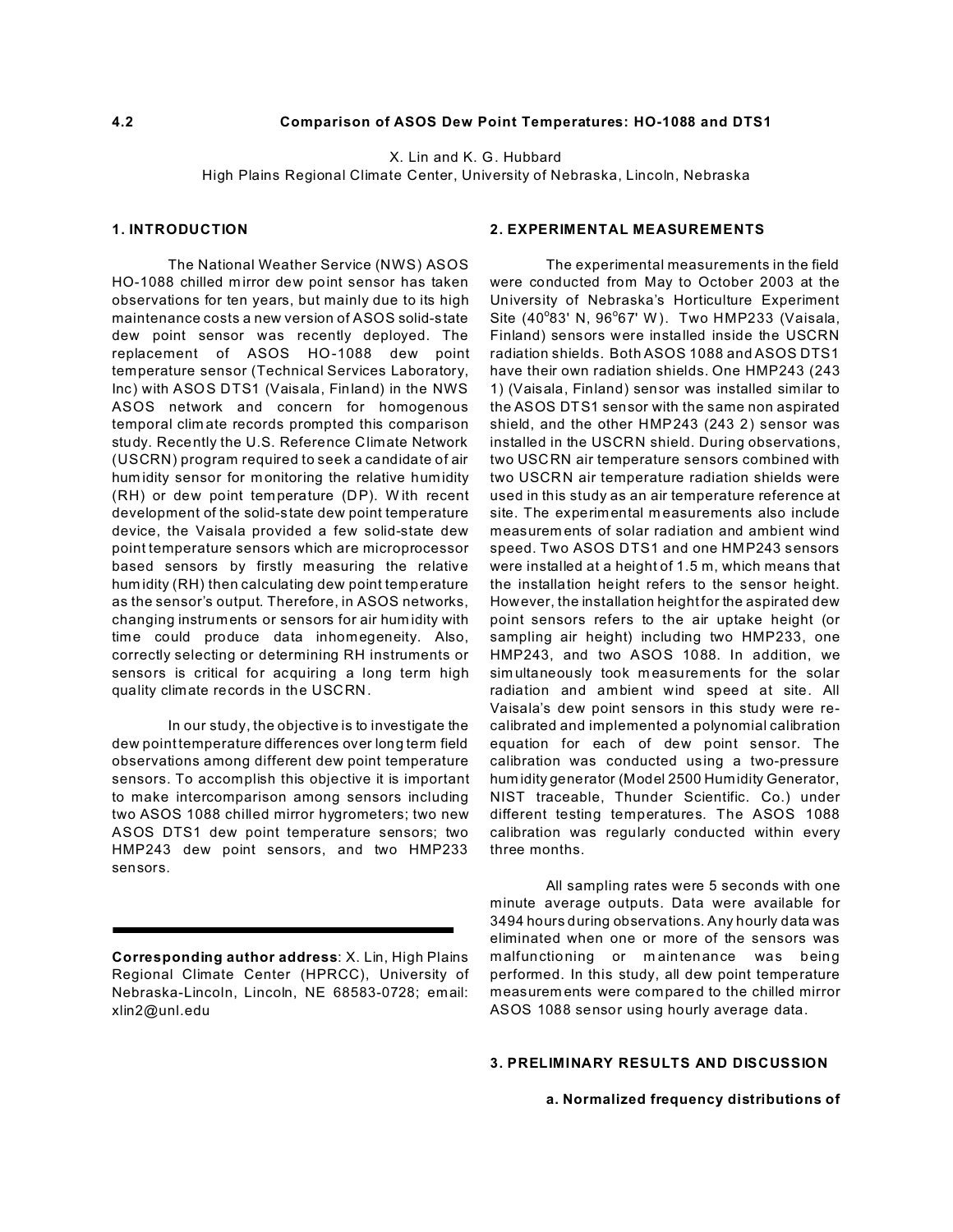## 4.2 Comparison of ASOS Dew Point Temperatures: HO-1088 and DTS1

X. Lin and K. G. Hubbard
High Plains Regional Climate Center, University of Nebraska, Lincoln, Nebraska

### 1. INTRODUCTION

The National Weather Service (NWS) ASOS HO-1088 chilled mirror dew point sensor has taken observations for ten years, but mainly due to its high maintenance costs a new version of ASOS solid-state dew point sensor was recently deployed. The replacement of ASOS HO-1088 dew point temperature sensor (Technical Services Laboratory, Inc) with ASOS DTS1 (Vaisala, Finland) in the NWS ASOS network and concern for homogenous temporal climate records prompted this comparison study. Recently the U.S. Reference Climate Network (USCRN) program required to seek a candidate of air humidity sensor for monitoring the relative humidity (RH) or dew point temperature (DP). With recent development of the solid-state dew point temperature device, the Vaisala provided a few solid-state dew point temperature sensors which are microprocessor based sensors by firstly measuring the relative humidity (RH) then calculating dew point temperature as the sensor's output. Therefore, in ASOS networks, changing instruments or sensors for air humidity with time could produce data inhomegeneity. Also, correctly selecting or determining RH instruments or sensors is critical for acquiring a long term high quality climate records in the USCRN.

In our study, the objective is to investigate the dew point temperature differences over long term field observations among different dew point temperature sensors. To accomplish this objective it is important to make intercomparison among sensors including two ASOS 1088 chilled mirror hygrometers; two new ASOS DTS1 dew point temperature sensors; two HMP243 dew point sensors, and two HMP233 sensors.

---

**Corresponding author address**: X. Lin, High Plains Regional Climate Center (HPRCC), University of Nebraska-Lincoln, Lincoln, NE 68583-0728; email: xlin2@unl.edu

### 2. EXPERIMENTAL MEASUREMENTS

The experimental measurements in the field were conducted from May to October 2003 at the University of Nebraska's Horticulture Experiment Site (40°83' N, 96°67' W). Two HMP233 (Vaisala, Finland) sensors were installed inside the USCRN radiation shields. Both ASOS 1088 and ASOS DTS1 have their own radiation shields. One HMP243 (243 1) (Vaisala, Finland) sensor was installed similar to the ASOS DTS1 sensor with the same non aspirated shield, and the other HMP243 (243 2) sensor was installed in the USCRN shield. During observations, two USCRN air temperature sensors combined with two USCRN air temperature radiation shields were used in this study as an air temperature reference at site. The experimental measurements also include measurements of solar radiation and ambient wind speed. Two ASOS DTS1 and one HMP243 sensors were installed at a height of 1.5 m, which means that the installation height refers to the sensor height. However, the installation height for the aspirated dew point sensors refers to the air uptake height (or sampling air height) including two HMP233, one HMP243, and two ASOS 1088. In addition, we simultaneously took measurements for the solar radiation and ambient wind speed at site. All Vaisala's dew point sensors in this study were re-calibrated and implemented a polynomial calibration equation for each of dew point sensor. The calibration was conducted using a two-pressure humidity generator (Model 2500 Humidity Generator, NIST traceable, Thunder Scientific. Co.) under different testing temperatures. The ASOS 1088 calibration was regularly conducted within every three months.

All sampling rates were 5 seconds with one minute average outputs. Data were available for 3494 hours during observations. Any hourly data was eliminated when one or more of the sensors was malfunctioning or maintenance was being performed. In this study, all dew point temperature measurements were compared to the chilled mirror ASOS 1088 sensor using hourly average data.

### 3. PRELIMINARY RESULTS AND DISCUSSION

#### a. Normalized frequency distributions of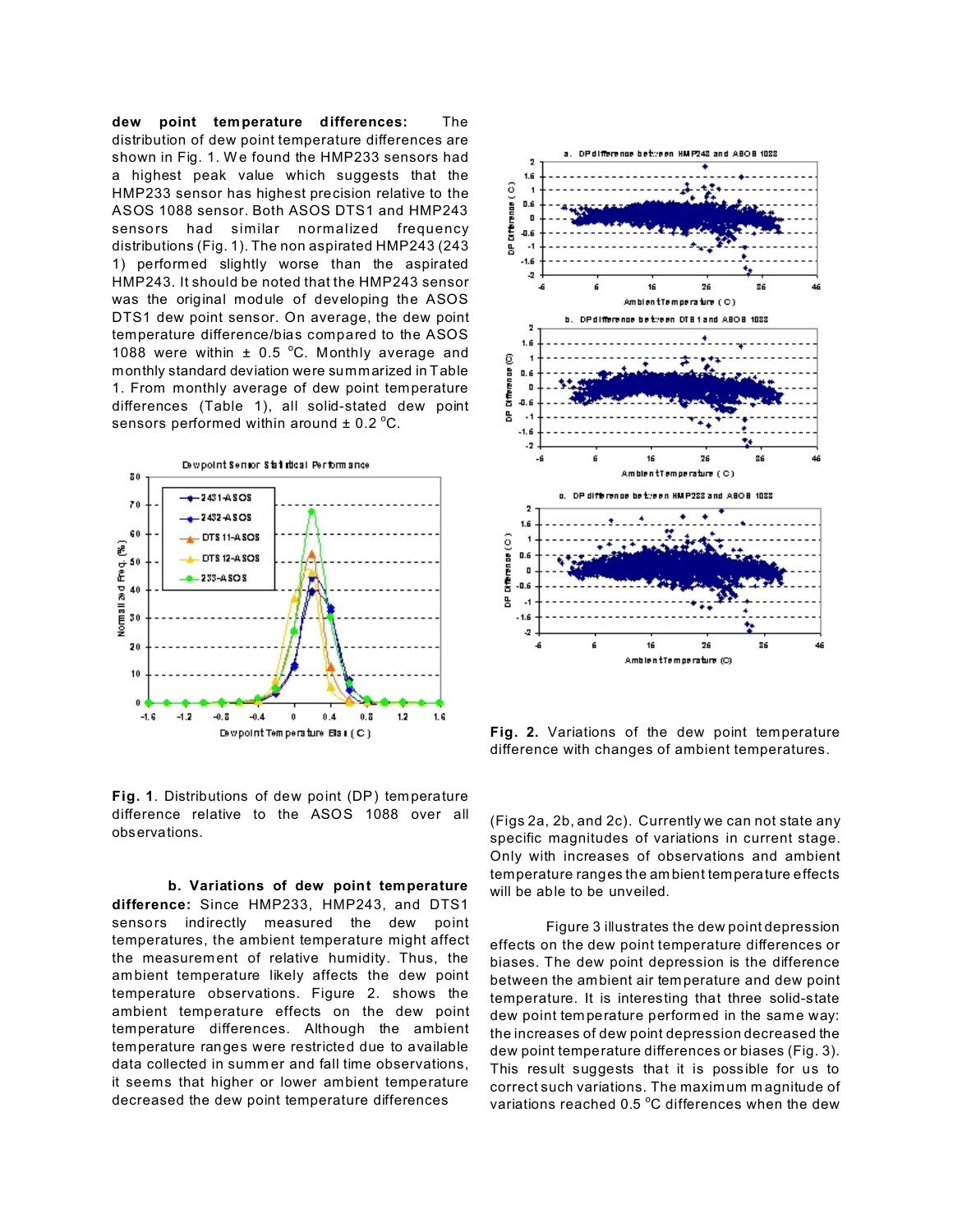**dew point temperature differences:** The distribution of dew point temperature differences are shown in Fig. 1. We found the HMP233 sensors had a highest peak value which suggests that the HMP233 sensor has highest precision relative to the ASOS 1088 sensor. Both ASOS DTS1 and HMP243 sensors had similar normalized frequency distributions (Fig. 1). The non aspirated HMP243 (243 1) performed slightly worse than the aspirated HMP243. It should be noted that the HMP243 sensor was the original module of developing the ASOS DTS1 dew point sensor. On average, the dew point temperature difference/bias compared to the ASOS 1088 were within ± 0.5 °C. Monthly average and monthly standard deviation were summarized in Table 1. From monthly average of dew point temperature differences (Table 1), all solid-stated dew point sensors performed within around ± 0.2 °C.

**Fig. 1**. Distributions of dew point (DP) temperature difference relative to the ASOS 1088 over all observations.

**b. Variations of dew point temperature difference:** Since HMP233, HMP243, and DTS1 sensors indirectly measured the dew point temperatures, the ambient temperature might affect the measurement of relative humidity. Thus, the ambient temperature likely affects the dew point temperature observations. Figure 2. shows the ambient temperature effects on the dew point temperature differences. Although the ambient temperature ranges were restricted due to available data collected in summer and fall time observations, it seems that higher or lower ambient temperature decreased the dew point temperature differences (Figs 2a, 2b, and 2c). Currently we can not state any specific magnitudes of variations in current stage. Only with increases of observations and ambient temperature ranges the ambient temperature effects will be able to be unveiled.

**Fig. 2.** Variations of the dew point temperature difference with changes of ambient temperatures.

Figure 3 illustrates the dew point depression effects on the dew point temperature differences or biases. The dew point depression is the difference between the ambient air temperature and dew point temperature. It is interesting that three solid-state dew point temperature performed in the same way: the increases of dew point depression decreased the dew point temperature differences or biases (Fig. 3). This result suggests that it is possible for us to correct such variations. The maximum magnitude of variations reached 0.5 °C differences when the dew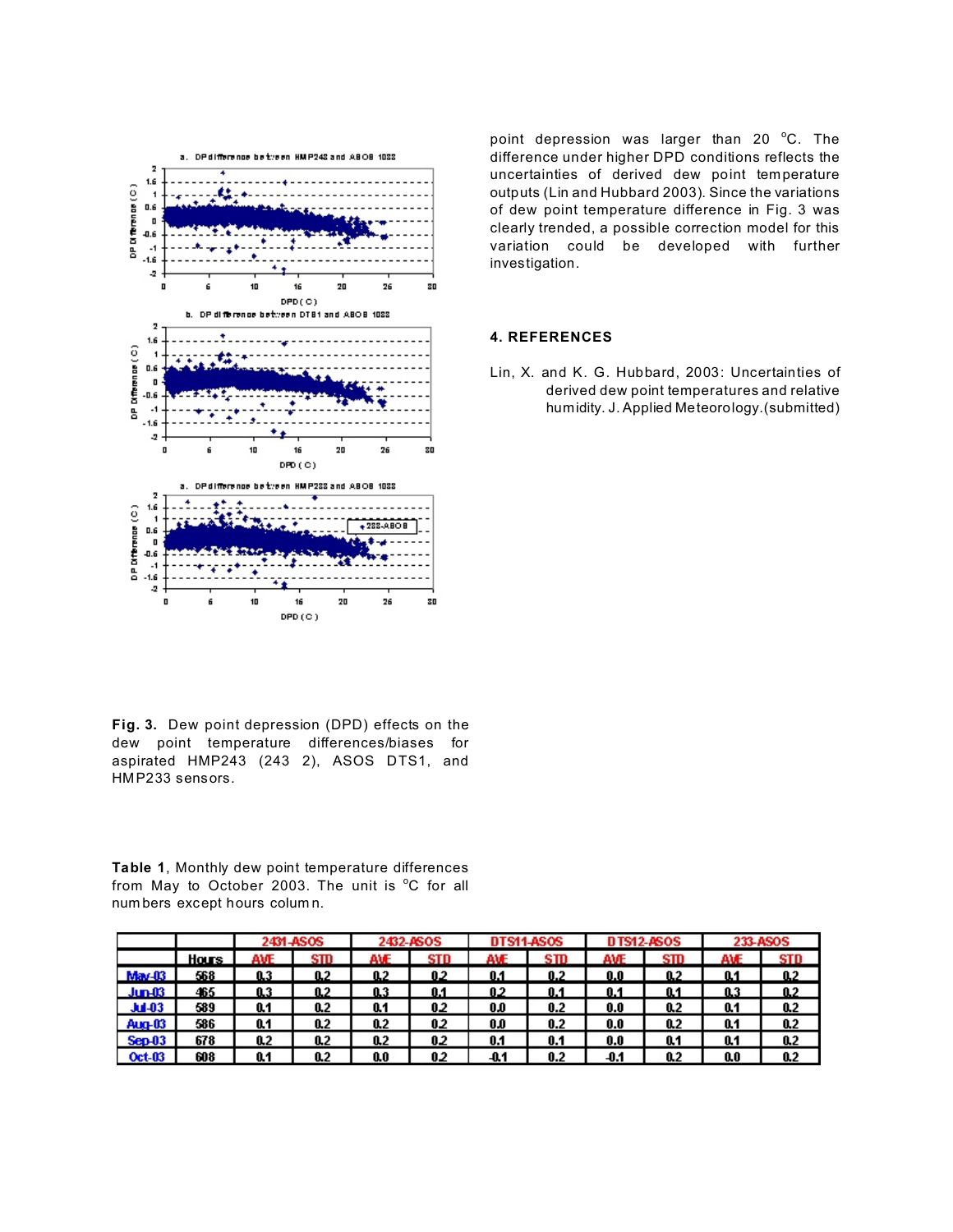a. DP difference between HMP243 and ASOS 1088

DP Difference ( C )

2
1.5
1
0.5
0
-0.5
-1
-1.5
-2

0 5 10 15 20 25 30

DPD ( C )

b. DP difference between DTS1 and ASOS 1088

DP Difference ( C )

2
1.5
1
0.5
0
-0.5
-1
-1.5
-2

0 5 10 15 20 25 30

DPD ( C )

a. DP difference between HMP233 and ASOS 1088

DP Difference ( C )

233-ASOS

2
1.5
1
0.5
0
-0.5
-1
-1.5
-2

0 5 10 15 20 25 30

DPD ( C )

**Fig. 3.** Dew point depression (DPD) effects on the dew point temperature differences/biases for aspirated HMP243 (243 2), ASOS DTS1, and HMP233 sensors.

**Table 1**, Monthly dew point temperature differences from May to October 2003. The unit is °C for all numbers except hours column.

| | | 2431-ASOS | | 2432-ASOS | | DTS11-ASOS | | DTS12-ASOS | | 233-ASOS | |
|---|---|---|---|---|---|---|---|---|---|---|---|
| | Hours | AVE | STD | AVE | STD | AVE | STD | AVE | STD | AVE | STD |
| May-03 | 568 | 0.3 | 0.2 | 0.2 | 0.2 | 0.1 | 0.2 | 0.0 | 0.2 | 0.1 | 0.2 |
| Jun-03 | 465 | 0.3 | 0.2 | 0.3 | 0.1 | 0.2 | 0.1 | 0.1 | 0.1 | 0.3 | 0.2 |
| Jul-03 | 589 | 0.1 | 0.2 | 0.1 | 0.2 | 0.0 | 0.2 | 0.0 | 0.2 | 0.1 | 0.2 |
| Aug-03 | 586 | 0.1 | 0.2 | 0.2 | 0.2 | 0.0 | 0.2 | 0.0 | 0.2 | 0.1 | 0.2 |
| Sep-03 | 678 | 0.2 | 0.2 | 0.2 | 0.2 | 0.1 | 0.1 | 0.0 | 0.1 | 0.1 | 0.2 |
| Oct-03 | 608 | 0.1 | 0.2 | 0.0 | 0.2 | -0.1 | 0.2 | -0.1 | 0.2 | 0.0 | 0.2 |

point depression was larger than 20 °C. The difference under higher DPD conditions reflects the uncertainties of derived dew point temperature outputs (Lin and Hubbard 2003). Since the variations of dew point temperature difference in Fig. 3 was clearly trended, a possible correction model for this variation could be developed with further investigation.

## 4. REFERENCES

Lin, X. and K. G. Hubbard, 2003: Uncertainties of derived dew point temperatures and relative humidity. J. Applied Meteorology.(submitted)